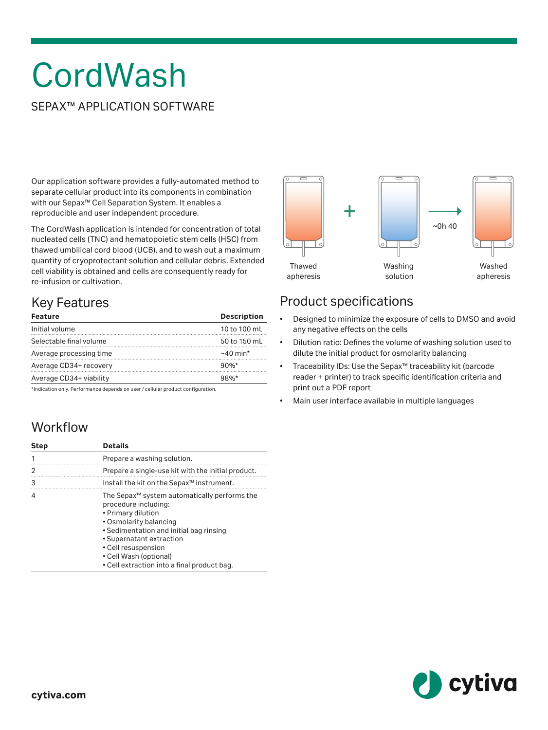# CordWash

## SEPAX™ APPLICATION SOFTWARE

Our application software provides a fully-automated method to separate cellular product into its components in combination with our Sepax™ Cell Separation System. It enables a reproducible and user independent procedure.

The CordWash application is intended for concentration of total nucleated cells (TNC) and hematopoietic stem cells (HSC) from thawed umbilical cord blood (UCB), and to wash out a maximum quantity of cryoprotectant solution and cellular debris. Extended cell viability is obtained and cells are consequently ready for re-infusion or cultivation.

Thawed apheresis + Washing solution → ~0h 40 → Washed apheresis

## Key Features

| Feature | Description |
| --- | --- |
| Initial volume | 10 to 100 mL |
| Selectable final volume | 50 to 150 mL |
| Average processing time | ~40 min* |
| Average CD34+ recovery | 90%* |
| Average CD34+ viability | 98%* |

*Indication only. Performance depends on user / cellular product configuration.

## Product specifications

- Designed to minimize the exposure of cells to DMSO and avoid any negative effects on the cells
- Dilution ratio: Defines the volume of washing solution used to dilute the initial product for osmolarity balancing
- Traceability IDs: Use the Sepax™ traceability kit (barcode reader + printer) to track specific identification criteria and print out a PDF report
- Main user interface available in multiple languages

## Workflow

| Step | Details |
| --- | --- |
| 1 | Prepare a washing solution. |
| 2 | Prepare a single-use kit with the initial product. |
| 3 | Install the kit on the Sepax™ instrument. |
| 4 | The Sepax™ system automatically performs the procedure including:<br>• Primary dilution<br>• Osmolarity balancing<br>• Sedimentation and initial bag rinsing<br>• Supernatant extraction<br>• Cell resuspension<br>• Cell Wash (optional)<br>• Cell extraction into a final product bag. |

cytiva.com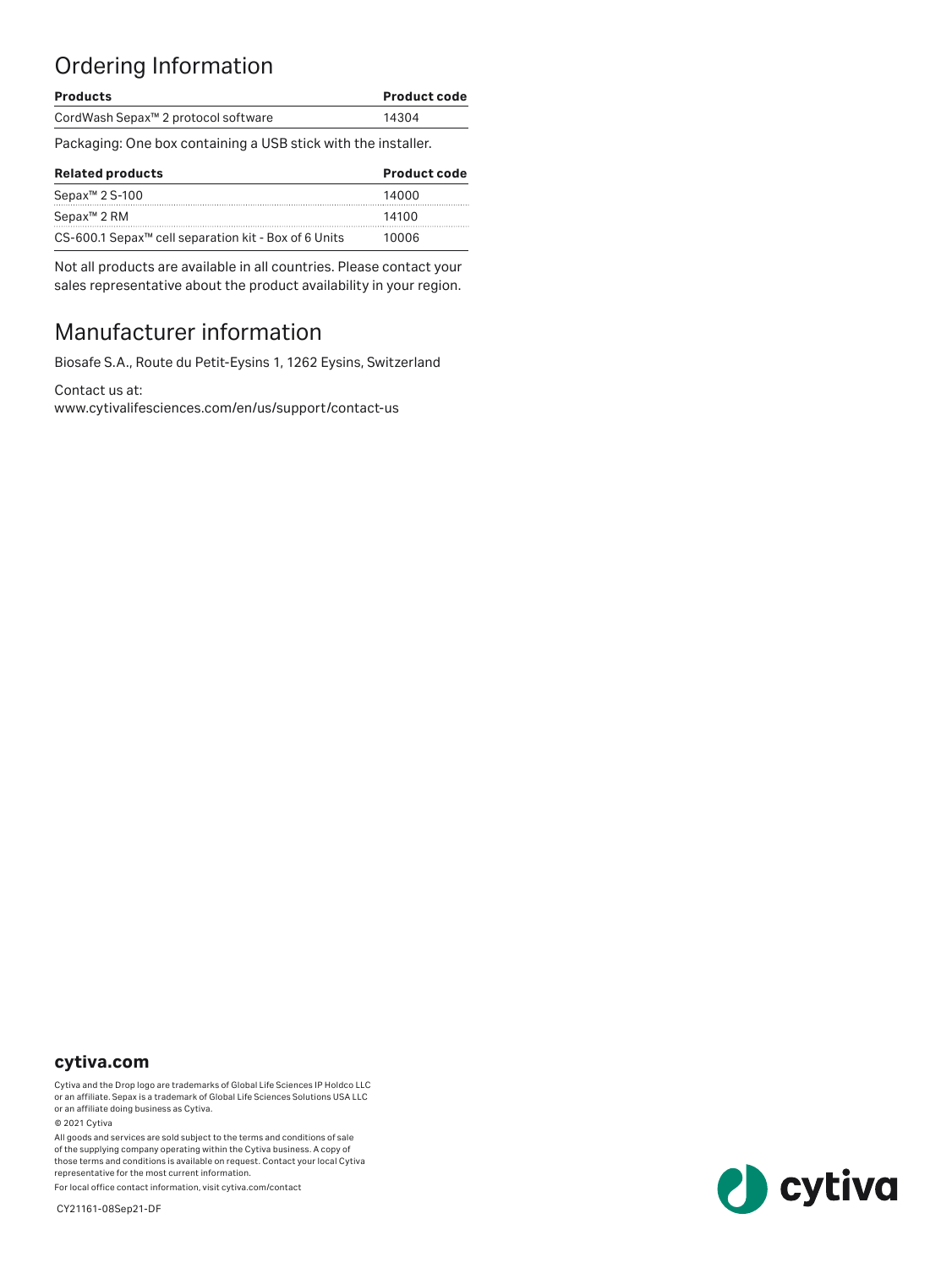## Ordering Information

| Products | Product code |
|---|---|
| CordWash Sepax™ 2 protocol software | 14304 |

Packaging: One box containing a USB stick with the installer.

| Related products | Product code |
|---|---|
| Sepax™ 2 S-100 | 14000 |
| Sepax™ 2 RM | 14100 |
| CS-600.1 Sepax™ cell separation kit - Box of 6 Units | 10006 |

Not all products are available in all countries. Please contact your sales representative about the product availability in your region.

## Manufacturer information

Biosafe S.A., Route du Petit-Eysins 1, 1262 Eysins, Switzerland

Contact us at:
www.cytivalifesciences.com/en/us/support/contact-us

**cytiva.com**

Cytiva and the Drop logo are trademarks of Global Life Sciences IP Holdco LLC or an affiliate. Sepax is a trademark of Global Life Sciences Solutions USA LLC or an affiliate doing business as Cytiva.

© 2021 Cytiva

All goods and services are sold subject to the terms and conditions of sale of the supplying company operating within the Cytiva business. A copy of those terms and conditions is available on request. Contact your local Cytiva representative for the most current information.

For local office contact information, visit cytiva.com/contact

CY21161-08Sep21-DF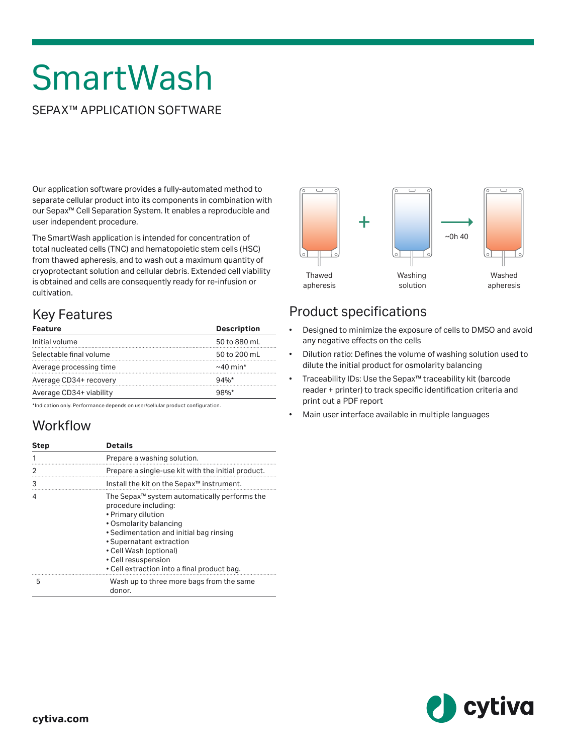# SmartWash

SEPAX™ APPLICATION SOFTWARE

Our application software provides a fully-automated method to separate cellular product into its components in combination with our Sepax™ Cell Separation System. It enables a reproducible and user independent procedure.

The SmartWash application is intended for concentration of total nucleated cells (TNC) and hematopoietic stem cells (HSC) from thawed apheresis, and to wash out a maximum quantity of cryoprotectant solution and cellular debris. Extended cell viability is obtained and cells are consequently ready for re-infusion or cultivation.

Thawed apheresis + Washing solution → ~0h 40 → Washed apheresis

## Key Features

| Feature | Description |
|---|---|
| Initial volume | 50 to 880 mL |
| Selectable final volume | 50 to 200 mL |
| Average processing time | ~40 min* |
| Average CD34+ recovery | 94%* |
| Average CD34+ viability | 98%* |

*Indication only. Performance depends on user/cellular product configuration.

## Workflow

| Step | Details |
|---|---|
| 1 | Prepare a washing solution. |
| 2 | Prepare a single-use kit with the initial product. |
| 3 | Install the kit on the Sepax™ instrument. |
| 4 | The Sepax™ system automatically performs the procedure including:<br>• Primary dilution<br>• Osmolarity balancing<br>• Sedimentation and initial bag rinsing<br>• Supernatant extraction<br>• Cell Wash (optional)<br>• Cell resuspension<br>• Cell extraction into a final product bag. |
| 5 | Wash up to three more bags from the same donor. |

## Product specifications

- Designed to minimize the exposure of cells to DMSO and avoid any negative effects on the cells
- Dilution ratio: Defines the volume of washing solution used to dilute the initial product for osmolarity balancing
- Traceability IDs: Use the Sepax™ traceability kit (barcode reader + printer) to track specific identification criteria and print out a PDF report
- Main user interface available in multiple languages

cytiva.com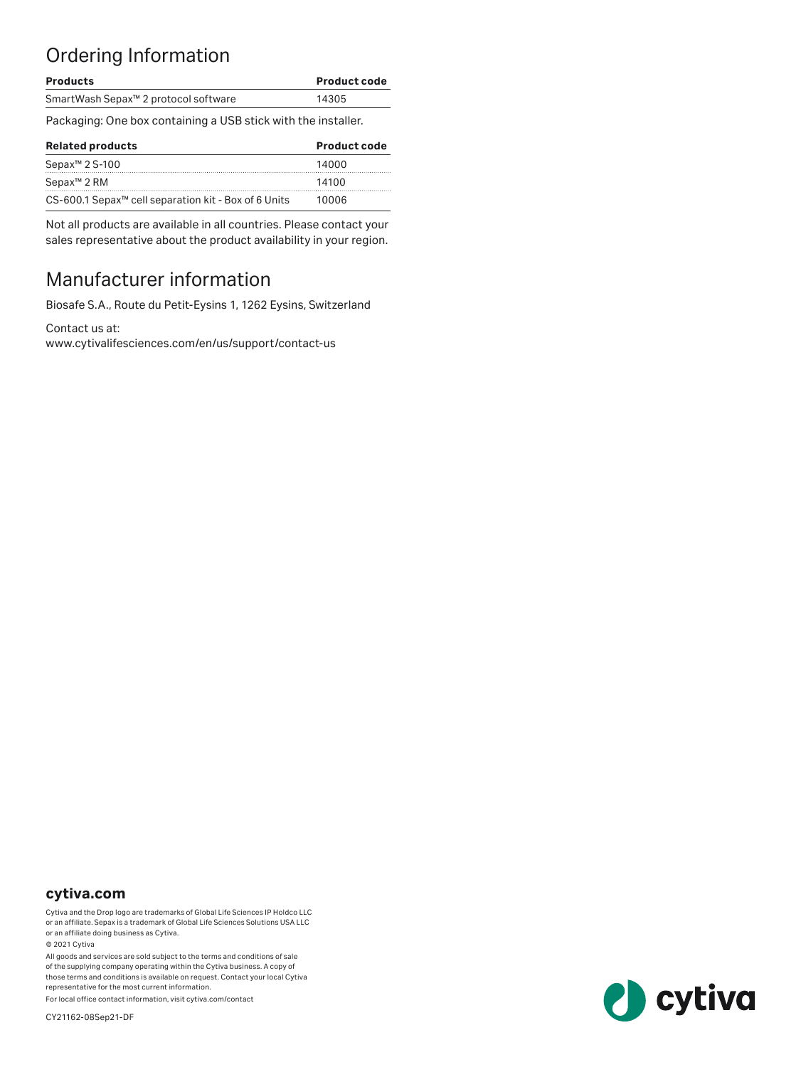## Ordering Information

| Products | Product code |
| --- | --- |
| SmartWash Sepax™ 2 protocol software | 14305 |

Packaging: One box containing a USB stick with the installer.

| Related products | Product code |
| --- | --- |
| Sepax™ 2 S-100 | 14000 |
| Sepax™ 2 RM | 14100 |
| CS-600.1 Sepax™ cell separation kit - Box of 6 Units | 10006 |

Not all products are available in all countries. Please contact your sales representative about the product availability in your region.

## Manufacturer information

Biosafe S.A., Route du Petit-Eysins 1, 1262 Eysins, Switzerland

Contact us at:
www.cytivalifesciences.com/en/us/support/contact-us

**cytiva.com**

Cytiva and the Drop logo are trademarks of Global Life Sciences IP Holdco LLC or an affiliate. Sepax is a trademark of Global Life Sciences Solutions USA LLC or an affiliate doing business as Cytiva.

© 2021 Cytiva

All goods and services are sold subject to the terms and conditions of sale of the supplying company operating within the Cytiva business. A copy of those terms and conditions is available on request. Contact your local Cytiva representative for the most current information.

For local office contact information, visit cytiva.com/contact

CY21162-08Sep21-DF